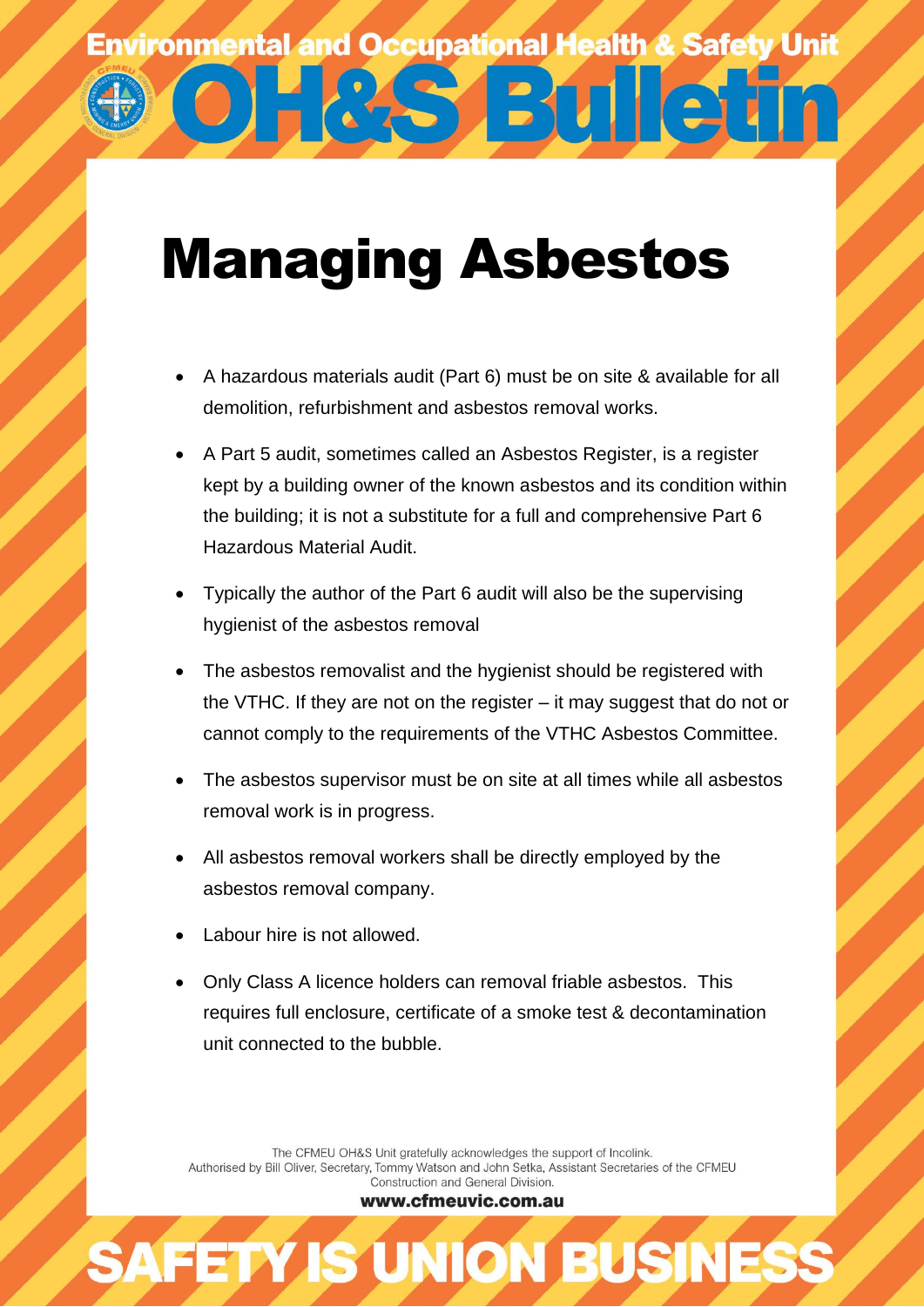Environmental and Occupational Health & Safety Unit

# OH&S Bulletin

# Managing Asbestos

- A hazardous materials audit (Part 6) must be on site & available for all demolition, refurbishment and asbestos removal works.
- A Part 5 audit, sometimes called an Asbestos Register, is a register kept by a building owner of the known asbestos and its condition within the building; it is not a substitute for a full and comprehensive Part 6 Hazardous Material Audit.
- Typically the author of the Part 6 audit will also be the supervising hygienist of the asbestos removal
- The asbestos removalist and the hygienist should be registered with the VTHC. If they are not on the register – it may suggest that do not or cannot comply to the requirements of the VTHC Asbestos Committee.
- The asbestos supervisor must be on site at all times while all asbestos removal work is in progress.
- All asbestos removal workers shall be directly employed by the asbestos removal company.
- Labour hire is not allowed.
- Only Class A licence holders can removal friable asbestos. This requires full enclosure, certificate of a smoke test & decontamination unit connected to the bubble.

The CFMEU OH&S Unit gratefully acknowledges the support of Incolink.
Authorised by Bill Oliver, Secretary, Tommy Watson and John Setka, Assistant Secretaries of the CFMEU Construction and General Division.

**www.cfmeuvic.com.au**

SAFETY IS UNION BUSINESS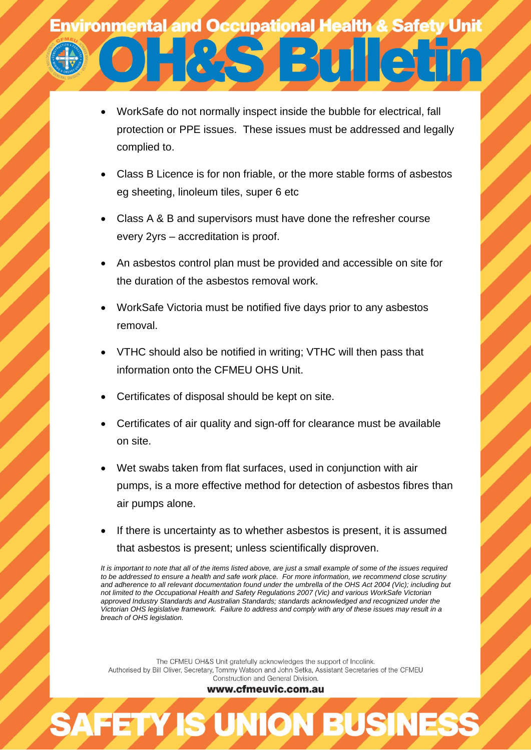# Environmental and Occupational Health & Safety Unit

# OH&S Bulletin

- WorkSafe do not normally inspect inside the bubble for electrical, fall protection or PPE issues. These issues must be addressed and legally complied to.
- Class B Licence is for non friable, or the more stable forms of asbestos eg sheeting, linoleum tiles, super 6 etc
- Class A & B and supervisors must have done the refresher course every 2yrs – accreditation is proof.
- An asbestos control plan must be provided and accessible on site for the duration of the asbestos removal work.
- WorkSafe Victoria must be notified five days prior to any asbestos removal.
- VTHC should also be notified in writing; VTHC will then pass that information onto the CFMEU OHS Unit.
- Certificates of disposal should be kept on site.
- Certificates of air quality and sign-off for clearance must be available on site.
- Wet swabs taken from flat surfaces, used in conjunction with air pumps, is a more effective method for detection of asbestos fibres than air pumps alone.
- If there is uncertainty as to whether asbestos is present, it is assumed that asbestos is present; unless scientifically disproven.

*It is important to note that all of the items listed above, are just a small example of some of the issues required to be addressed to ensure a health and safe work place. For more information, we recommend close scrutiny and adherence to all relevant documentation found under the umbrella of the OHS Act 2004 (Vic); including but not limited to the Occupational Health and Safety Regulations 2007 (Vic) and various WorkSafe Victorian approved Industry Standards and Australian Standards; standards acknowledged and recognized under the Victorian OHS legislative framework. Failure to address and comply with any of these issues may result in a breach of OHS legislation.*

The CFMEU OH&S Unit gratefully acknowledges the support of Incolink.
Authorised by Bill Oliver, Secretary, Tommy Watson and John Setka, Assistant Secretaries of the CFMEU Construction and General Division.

**www.cfmeuvic.com.au**

# SAFETY IS UNION BUSINESS